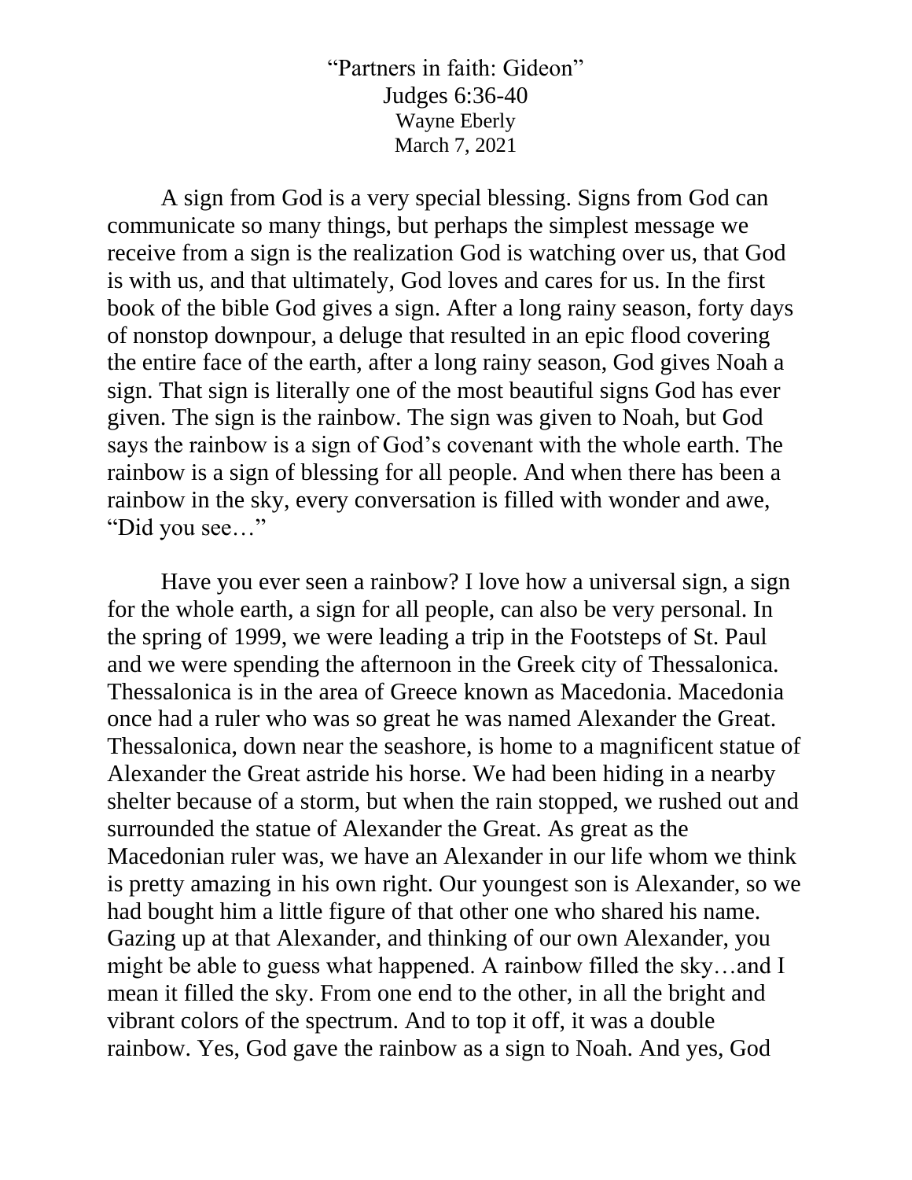# "Partners in faith: Gideon"

Judges 6:36-40

Wayne Eberly

March 7, 2021

A sign from God is a very special blessing. Signs from God can communicate so many things, but perhaps the simplest message we receive from a sign is the realization God is watching over us, that God is with us, and that ultimately, God loves and cares for us. In the first book of the bible God gives a sign. After a long rainy season, forty days of nonstop downpour, a deluge that resulted in an epic flood covering the entire face of the earth, after a long rainy season, God gives Noah a sign. That sign is literally one of the most beautiful signs God has ever given. The sign is the rainbow. The sign was given to Noah, but God says the rainbow is a sign of God's covenant with the whole earth. The rainbow is a sign of blessing for all people. And when there has been a rainbow in the sky, every conversation is filled with wonder and awe, "Did you see…"

Have you ever seen a rainbow? I love how a universal sign, a sign for the whole earth, a sign for all people, can also be very personal. In the spring of 1999, we were leading a trip in the Footsteps of St. Paul and we were spending the afternoon in the Greek city of Thessalonica. Thessalonica is in the area of Greece known as Macedonia. Macedonia once had a ruler who was so great he was named Alexander the Great. Thessalonica, down near the seashore, is home to a magnificent statue of Alexander the Great astride his horse. We had been hiding in a nearby shelter because of a storm, but when the rain stopped, we rushed out and surrounded the statue of Alexander the Great. As great as the Macedonian ruler was, we have an Alexander in our life whom we think is pretty amazing in his own right. Our youngest son is Alexander, so we had bought him a little figure of that other one who shared his name. Gazing up at that Alexander, and thinking of our own Alexander, you might be able to guess what happened. A rainbow filled the sky…and I mean it filled the sky. From one end to the other, in all the bright and vibrant colors of the spectrum. And to top it off, it was a double rainbow. Yes, God gave the rainbow as a sign to Noah. And yes, God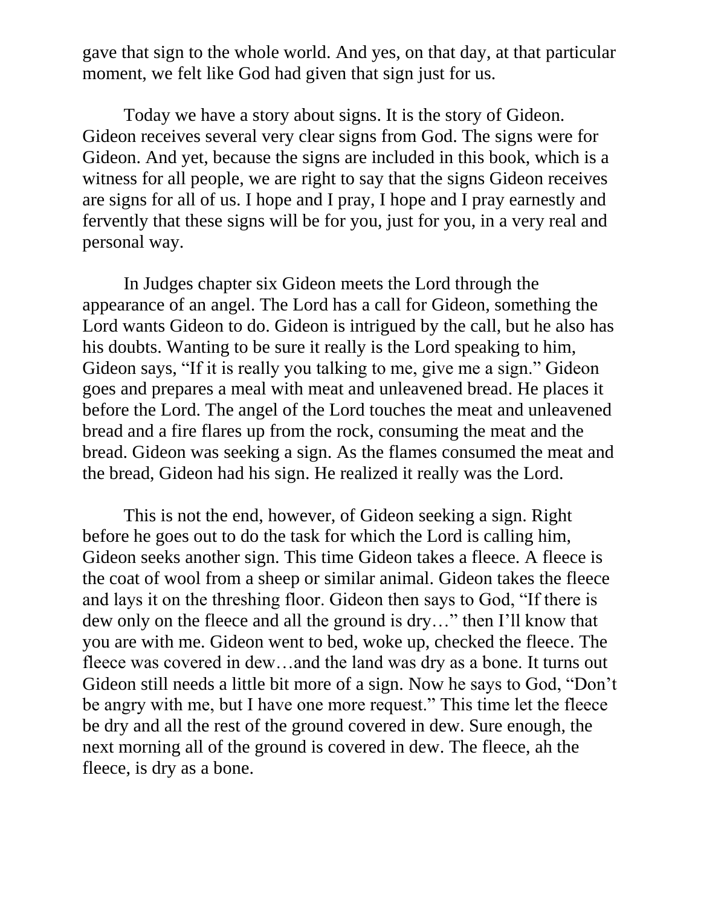gave that sign to the whole world. And yes, on that day, at that particular moment, we felt like God had given that sign just for us.

Today we have a story about signs. It is the story of Gideon. Gideon receives several very clear signs from God. The signs were for Gideon. And yet, because the signs are included in this book, which is a witness for all people, we are right to say that the signs Gideon receives are signs for all of us. I hope and I pray, I hope and I pray earnestly and fervently that these signs will be for you, just for you, in a very real and personal way.

In Judges chapter six Gideon meets the Lord through the appearance of an angel. The Lord has a call for Gideon, something the Lord wants Gideon to do. Gideon is intrigued by the call, but he also has his doubts. Wanting to be sure it really is the Lord speaking to him, Gideon says, "If it is really you talking to me, give me a sign." Gideon goes and prepares a meal with meat and unleavened bread. He places it before the Lord. The angel of the Lord touches the meat and unleavened bread and a fire flares up from the rock, consuming the meat and the bread. Gideon was seeking a sign. As the flames consumed the meat and the bread, Gideon had his sign. He realized it really was the Lord.

This is not the end, however, of Gideon seeking a sign. Right before he goes out to do the task for which the Lord is calling him, Gideon seeks another sign. This time Gideon takes a fleece. A fleece is the coat of wool from a sheep or similar animal. Gideon takes the fleece and lays it on the threshing floor. Gideon then says to God, "If there is dew only on the fleece and all the ground is dry…" then I'll know that you are with me. Gideon went to bed, woke up, checked the fleece. The fleece was covered in dew…and the land was dry as a bone. It turns out Gideon still needs a little bit more of a sign. Now he says to God, "Don't be angry with me, but I have one more request." This time let the fleece be dry and all the rest of the ground covered in dew. Sure enough, the next morning all of the ground is covered in dew. The fleece, ah the fleece, is dry as a bone.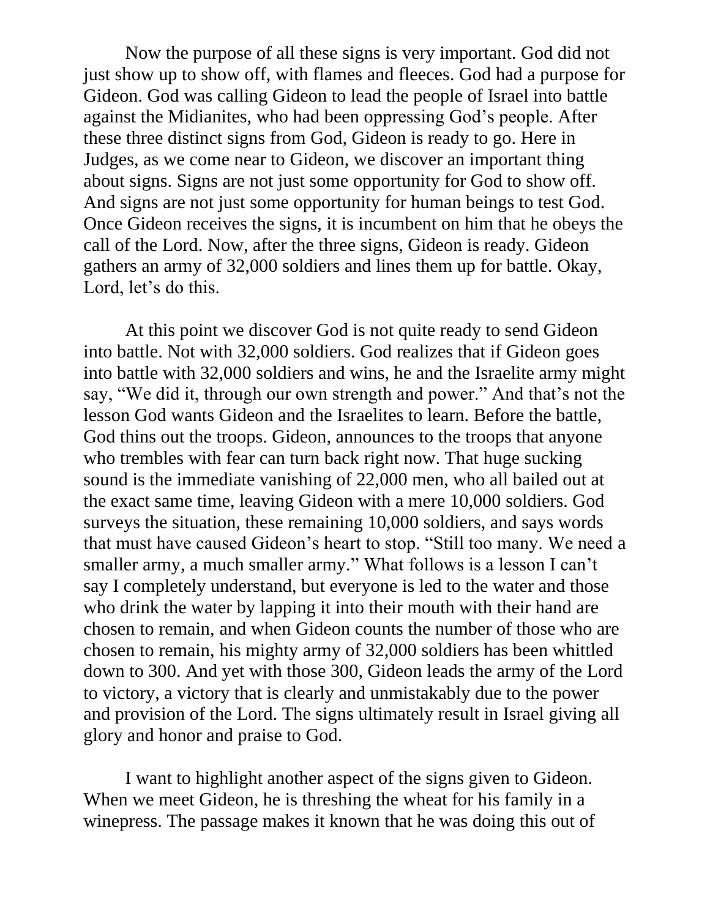Now the purpose of all these signs is very important. God did not just show up to show off, with flames and fleeces. God had a purpose for Gideon. God was calling Gideon to lead the people of Israel into battle against the Midianites, who had been oppressing God's people. After these three distinct signs from God, Gideon is ready to go. Here in Judges, as we come near to Gideon, we discover an important thing about signs. Signs are not just some opportunity for God to show off. And signs are not just some opportunity for human beings to test God. Once Gideon receives the signs, it is incumbent on him that he obeys the call of the Lord. Now, after the three signs, Gideon is ready. Gideon gathers an army of 32,000 soldiers and lines them up for battle. Okay, Lord, let's do this.

At this point we discover God is not quite ready to send Gideon into battle. Not with 32,000 soldiers. God realizes that if Gideon goes into battle with 32,000 soldiers and wins, he and the Israelite army might say, "We did it, through our own strength and power." And that's not the lesson God wants Gideon and the Israelites to learn. Before the battle, God thins out the troops. Gideon, announces to the troops that anyone who trembles with fear can turn back right now. That huge sucking sound is the immediate vanishing of 22,000 men, who all bailed out at the exact same time, leaving Gideon with a mere 10,000 soldiers. God surveys the situation, these remaining 10,000 soldiers, and says words that must have caused Gideon's heart to stop. "Still too many. We need a smaller army, a much smaller army." What follows is a lesson I can't say I completely understand, but everyone is led to the water and those who drink the water by lapping it into their mouth with their hand are chosen to remain, and when Gideon counts the number of those who are chosen to remain, his mighty army of 32,000 soldiers has been whittled down to 300. And yet with those 300, Gideon leads the army of the Lord to victory, a victory that is clearly and unmistakably due to the power and provision of the Lord. The signs ultimately result in Israel giving all glory and honor and praise to God.

I want to highlight another aspect of the signs given to Gideon. When we meet Gideon, he is threshing the wheat for his family in a winepress. The passage makes it known that he was doing this out of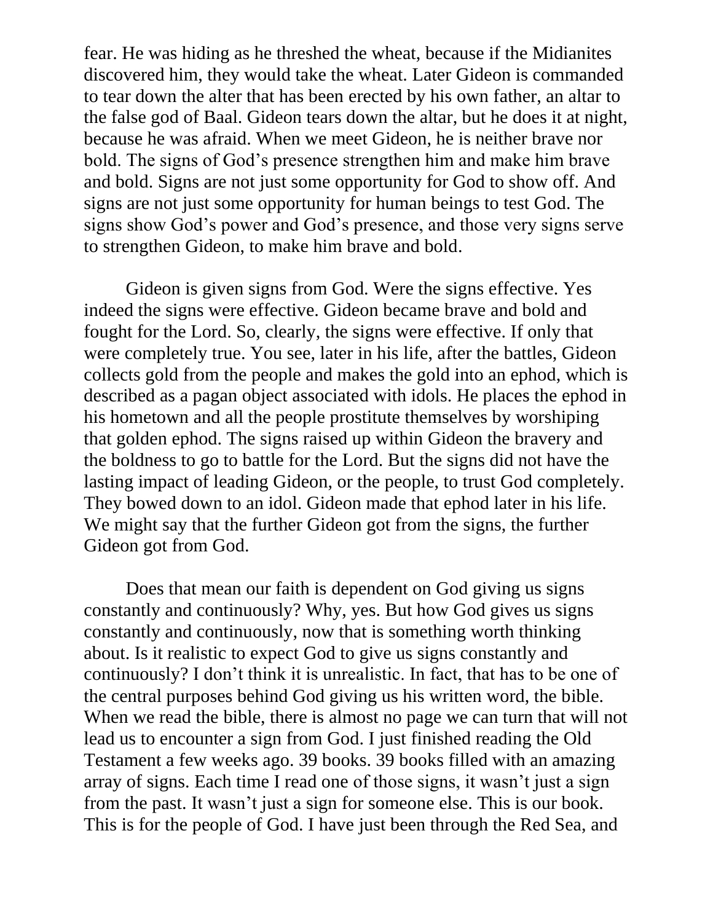fear. He was hiding as he threshed the wheat, because if the Midianites discovered him, they would take the wheat. Later Gideon is commanded to tear down the alter that has been erected by his own father, an altar to the false god of Baal. Gideon tears down the altar, but he does it at night, because he was afraid. When we meet Gideon, he is neither brave nor bold. The signs of God's presence strengthen him and make him brave and bold. Signs are not just some opportunity for God to show off. And signs are not just some opportunity for human beings to test God. The signs show God's power and God's presence, and those very signs serve to strengthen Gideon, to make him brave and bold.

Gideon is given signs from God. Were the signs effective. Yes indeed the signs were effective. Gideon became brave and bold and fought for the Lord. So, clearly, the signs were effective. If only that were completely true. You see, later in his life, after the battles, Gideon collects gold from the people and makes the gold into an ephod, which is described as a pagan object associated with idols. He places the ephod in his hometown and all the people prostitute themselves by worshiping that golden ephod. The signs raised up within Gideon the bravery and the boldness to go to battle for the Lord. But the signs did not have the lasting impact of leading Gideon, or the people, to trust God completely. They bowed down to an idol. Gideon made that ephod later in his life. We might say that the further Gideon got from the signs, the further Gideon got from God.

Does that mean our faith is dependent on God giving us signs constantly and continuously? Why, yes. But how God gives us signs constantly and continuously, now that is something worth thinking about. Is it realistic to expect God to give us signs constantly and continuously? I don't think it is unrealistic. In fact, that has to be one of the central purposes behind God giving us his written word, the bible. When we read the bible, there is almost no page we can turn that will not lead us to encounter a sign from God. I just finished reading the Old Testament a few weeks ago. 39 books. 39 books filled with an amazing array of signs. Each time I read one of those signs, it wasn't just a sign from the past. It wasn't just a sign for someone else. This is our book. This is for the people of God. I have just been through the Red Sea, and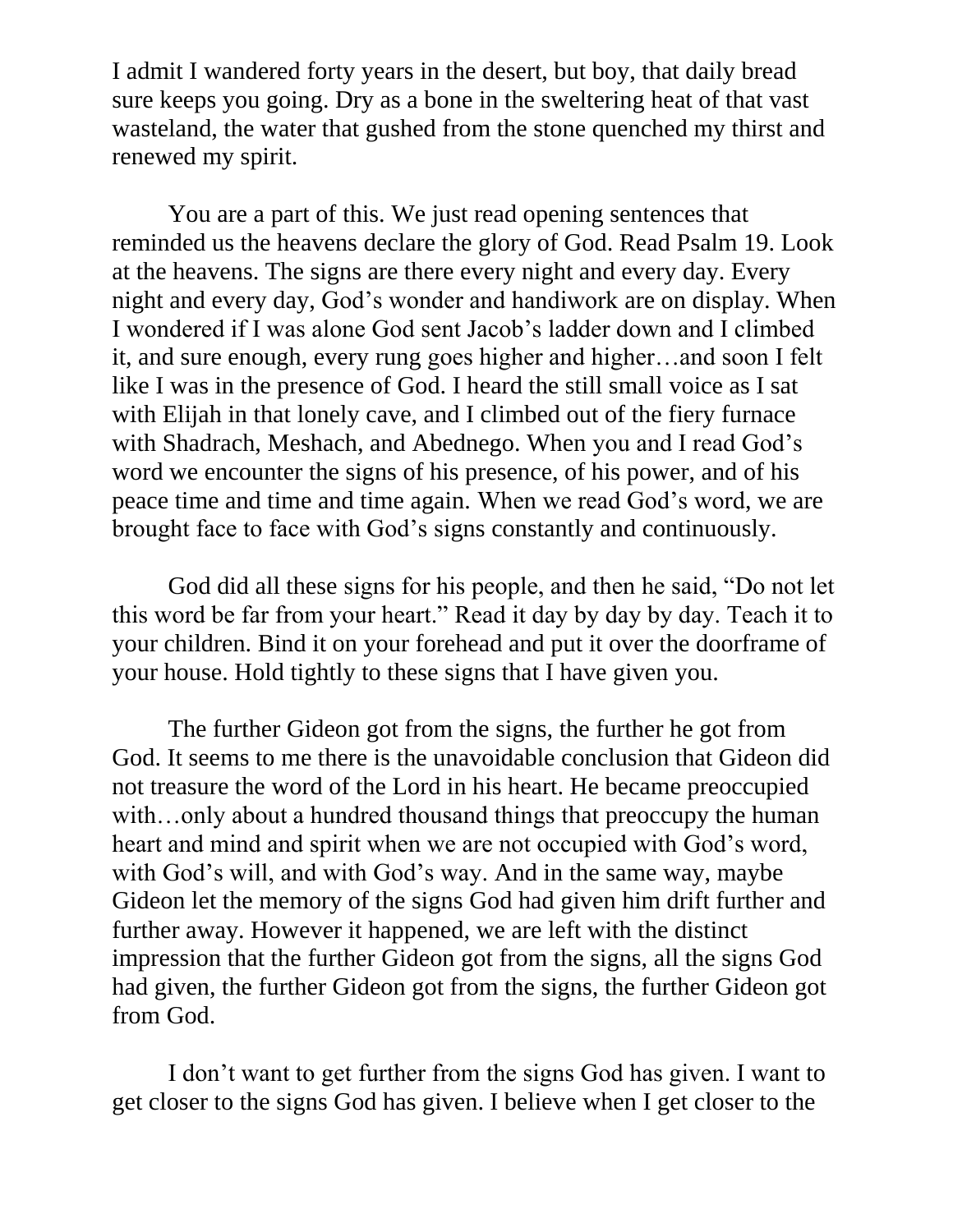I admit I wandered forty years in the desert, but boy, that daily bread sure keeps you going. Dry as a bone in the sweltering heat of that vast wasteland, the water that gushed from the stone quenched my thirst and renewed my spirit.

You are a part of this. We just read opening sentences that reminded us the heavens declare the glory of God. Read Psalm 19. Look at the heavens. The signs are there every night and every day. Every night and every day, God's wonder and handiwork are on display. When I wondered if I was alone God sent Jacob's ladder down and I climbed it, and sure enough, every rung goes higher and higher…and soon I felt like I was in the presence of God. I heard the still small voice as I sat with Elijah in that lonely cave, and I climbed out of the fiery furnace with Shadrach, Meshach, and Abednego. When you and I read God's word we encounter the signs of his presence, of his power, and of his peace time and time and time again. When we read God's word, we are brought face to face with God's signs constantly and continuously.

God did all these signs for his people, and then he said, "Do not let this word be far from your heart." Read it day by day by day. Teach it to your children. Bind it on your forehead and put it over the doorframe of your house. Hold tightly to these signs that I have given you.

The further Gideon got from the signs, the further he got from God. It seems to me there is the unavoidable conclusion that Gideon did not treasure the word of the Lord in his heart. He became preoccupied with…only about a hundred thousand things that preoccupy the human heart and mind and spirit when we are not occupied with God's word, with God's will, and with God's way. And in the same way, maybe Gideon let the memory of the signs God had given him drift further and further away. However it happened, we are left with the distinct impression that the further Gideon got from the signs, all the signs God had given, the further Gideon got from the signs, the further Gideon got from God.

I don't want to get further from the signs God has given. I want to get closer to the signs God has given. I believe when I get closer to the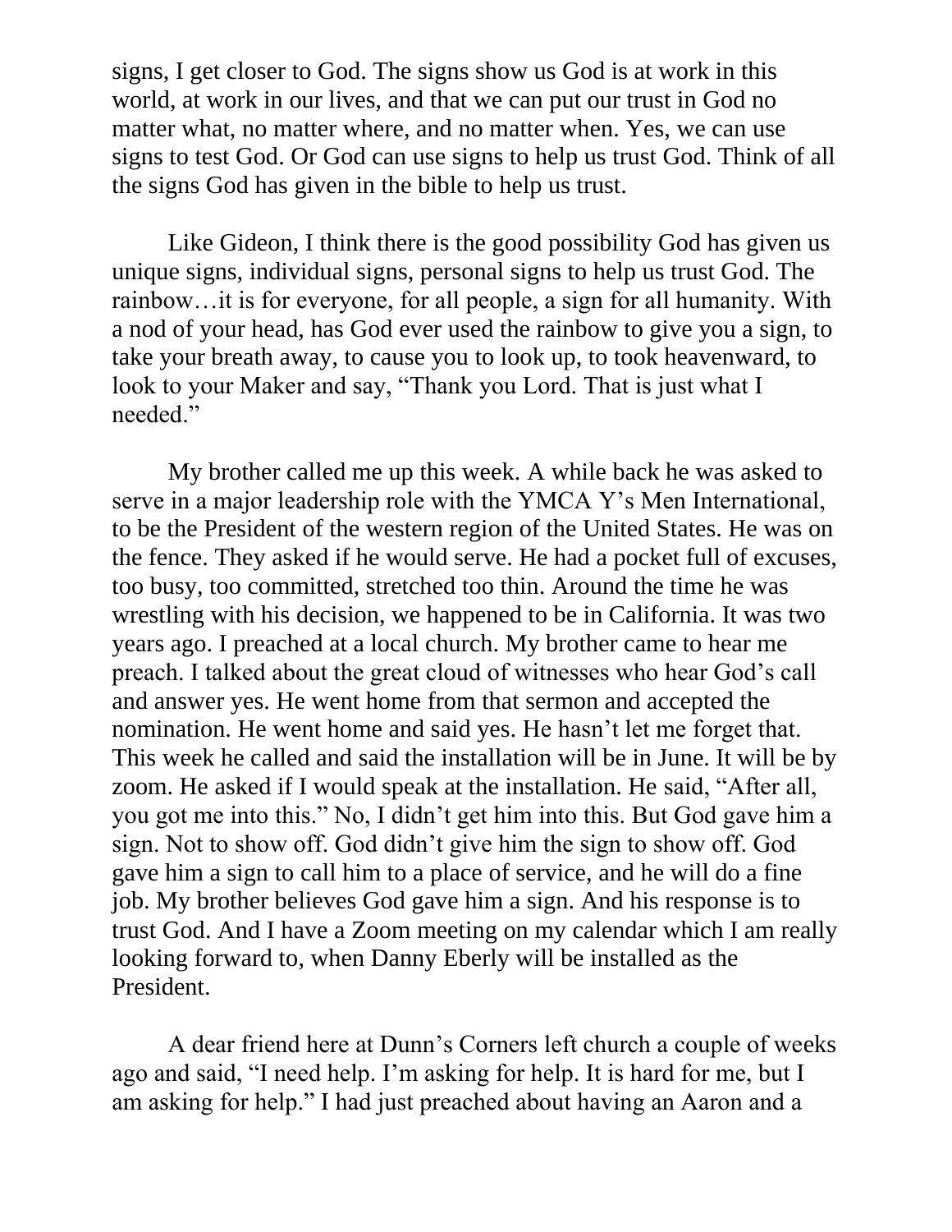signs, I get closer to God. The signs show us God is at work in this world, at work in our lives, and that we can put our trust in God no matter what, no matter where, and no matter when. Yes, we can use signs to test God. Or God can use signs to help us trust God. Think of all the signs God has given in the bible to help us trust.

Like Gideon, I think there is the good possibility God has given us unique signs, individual signs, personal signs to help us trust God. The rainbow…it is for everyone, for all people, a sign for all humanity. With a nod of your head, has God ever used the rainbow to give you a sign, to take your breath away, to cause you to look up, to took heavenward, to look to your Maker and say, "Thank you Lord. That is just what I needed."

My brother called me up this week. A while back he was asked to serve in a major leadership role with the YMCA Y's Men International, to be the President of the western region of the United States. He was on the fence. They asked if he would serve. He had a pocket full of excuses, too busy, too committed, stretched too thin. Around the time he was wrestling with his decision, we happened to be in California. It was two years ago. I preached at a local church. My brother came to hear me preach. I talked about the great cloud of witnesses who hear God's call and answer yes. He went home from that sermon and accepted the nomination. He went home and said yes. He hasn't let me forget that. This week he called and said the installation will be in June. It will be by zoom. He asked if I would speak at the installation. He said, "After all, you got me into this." No, I didn't get him into this. But God gave him a sign. Not to show off. God didn't give him the sign to show off. God gave him a sign to call him to a place of service, and he will do a fine job. My brother believes God gave him a sign. And his response is to trust God. And I have a Zoom meeting on my calendar which I am really looking forward to, when Danny Eberly will be installed as the President.

A dear friend here at Dunn's Corners left church a couple of weeks ago and said, "I need help. I'm asking for help. It is hard for me, but I am asking for help." I had just preached about having an Aaron and a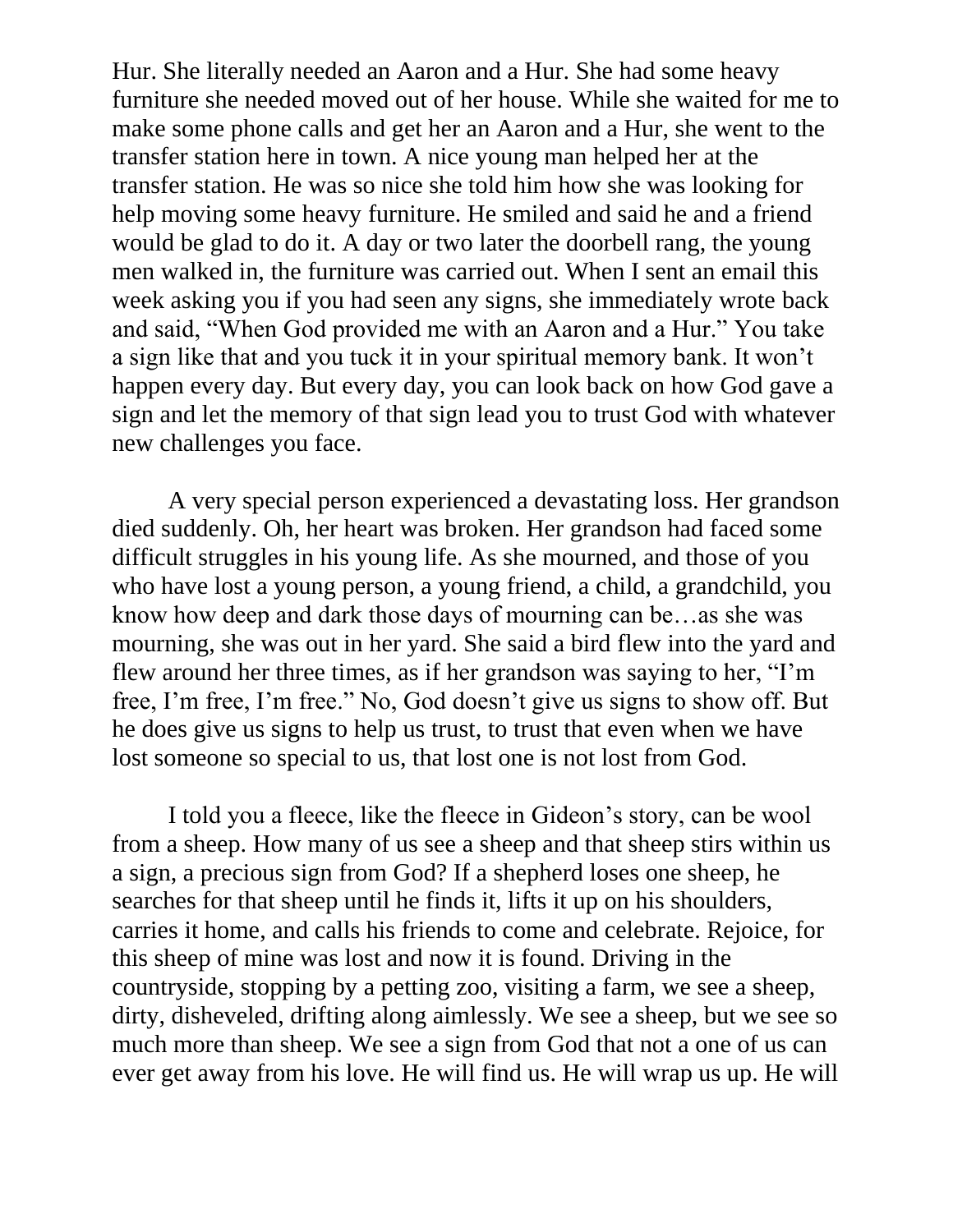Hur. She literally needed an Aaron and a Hur. She had some heavy furniture she needed moved out of her house. While she waited for me to make some phone calls and get her an Aaron and a Hur, she went to the transfer station here in town. A nice young man helped her at the transfer station. He was so nice she told him how she was looking for help moving some heavy furniture. He smiled and said he and a friend would be glad to do it. A day or two later the doorbell rang, the young men walked in, the furniture was carried out. When I sent an email this week asking you if you had seen any signs, she immediately wrote back and said, "When God provided me with an Aaron and a Hur." You take a sign like that and you tuck it in your spiritual memory bank. It won't happen every day. But every day, you can look back on how God gave a sign and let the memory of that sign lead you to trust God with whatever new challenges you face.

A very special person experienced a devastating loss. Her grandson died suddenly. Oh, her heart was broken. Her grandson had faced some difficult struggles in his young life. As she mourned, and those of you who have lost a young person, a young friend, a child, a grandchild, you know how deep and dark those days of mourning can be…as she was mourning, she was out in her yard. She said a bird flew into the yard and flew around her three times, as if her grandson was saying to her, "I'm free, I'm free, I'm free." No, God doesn't give us signs to show off. But he does give us signs to help us trust, to trust that even when we have lost someone so special to us, that lost one is not lost from God.

I told you a fleece, like the fleece in Gideon's story, can be wool from a sheep. How many of us see a sheep and that sheep stirs within us a sign, a precious sign from God? If a shepherd loses one sheep, he searches for that sheep until he finds it, lifts it up on his shoulders, carries it home, and calls his friends to come and celebrate. Rejoice, for this sheep of mine was lost and now it is found. Driving in the countryside, stopping by a petting zoo, visiting a farm, we see a sheep, dirty, disheveled, drifting along aimlessly. We see a sheep, but we see so much more than sheep. We see a sign from God that not a one of us can ever get away from his love. He will find us. He will wrap us up. He will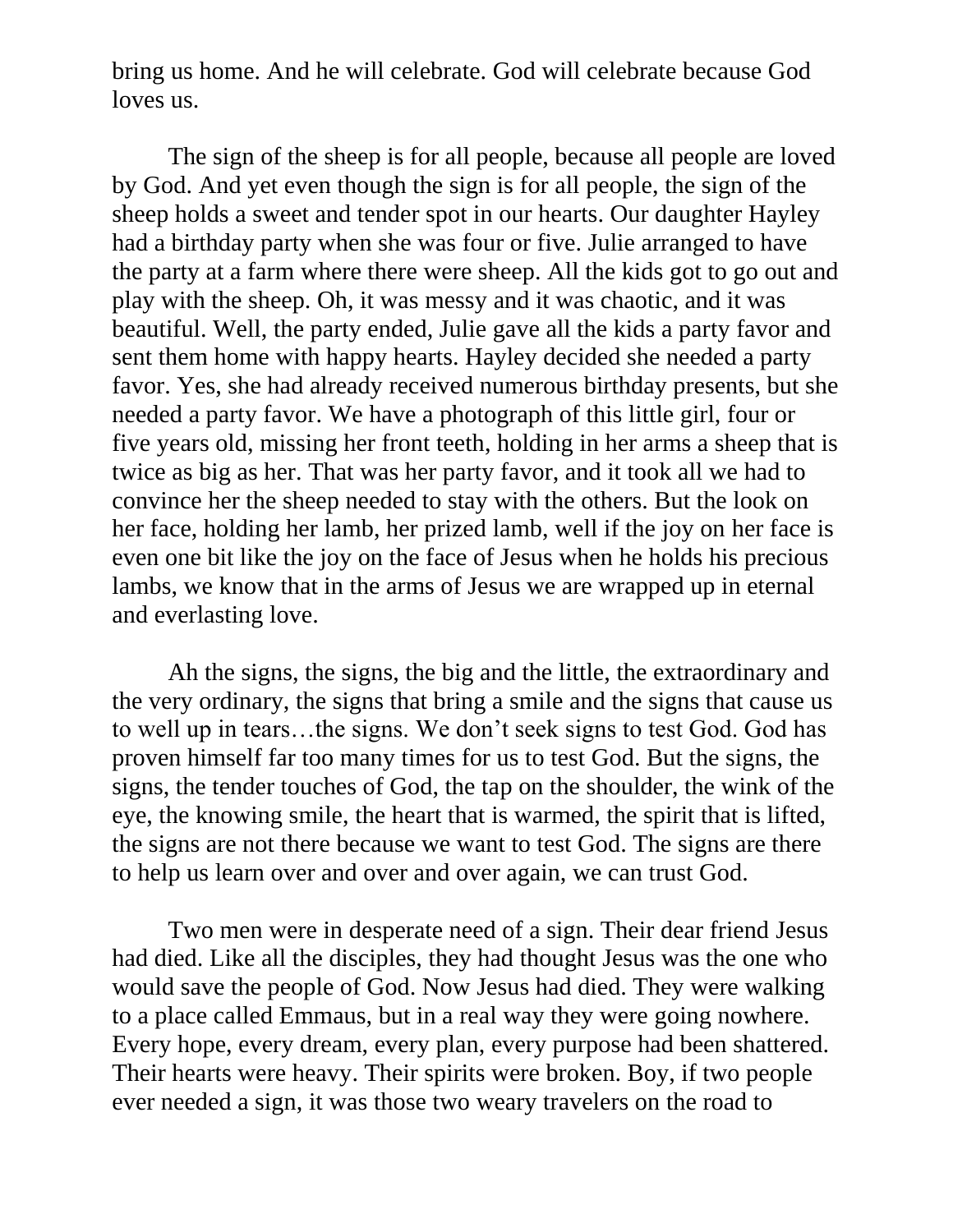bring us home. And he will celebrate. God will celebrate because God loves us.

The sign of the sheep is for all people, because all people are loved by God. And yet even though the sign is for all people, the sign of the sheep holds a sweet and tender spot in our hearts. Our daughter Hayley had a birthday party when she was four or five. Julie arranged to have the party at a farm where there were sheep. All the kids got to go out and play with the sheep. Oh, it was messy and it was chaotic, and it was beautiful. Well, the party ended, Julie gave all the kids a party favor and sent them home with happy hearts. Hayley decided she needed a party favor. Yes, she had already received numerous birthday presents, but she needed a party favor. We have a photograph of this little girl, four or five years old, missing her front teeth, holding in her arms a sheep that is twice as big as her. That was her party favor, and it took all we had to convince her the sheep needed to stay with the others. But the look on her face, holding her lamb, her prized lamb, well if the joy on her face is even one bit like the joy on the face of Jesus when he holds his precious lambs, we know that in the arms of Jesus we are wrapped up in eternal and everlasting love.

Ah the signs, the signs, the big and the little, the extraordinary and the very ordinary, the signs that bring a smile and the signs that cause us to well up in tears…the signs. We don't seek signs to test God. God has proven himself far too many times for us to test God. But the signs, the signs, the tender touches of God, the tap on the shoulder, the wink of the eye, the knowing smile, the heart that is warmed, the spirit that is lifted, the signs are not there because we want to test God. The signs are there to help us learn over and over and over again, we can trust God.

Two men were in desperate need of a sign. Their dear friend Jesus had died. Like all the disciples, they had thought Jesus was the one who would save the people of God. Now Jesus had died. They were walking to a place called Emmaus, but in a real way they were going nowhere. Every hope, every dream, every plan, every purpose had been shattered. Their hearts were heavy. Their spirits were broken. Boy, if two people ever needed a sign, it was those two weary travelers on the road to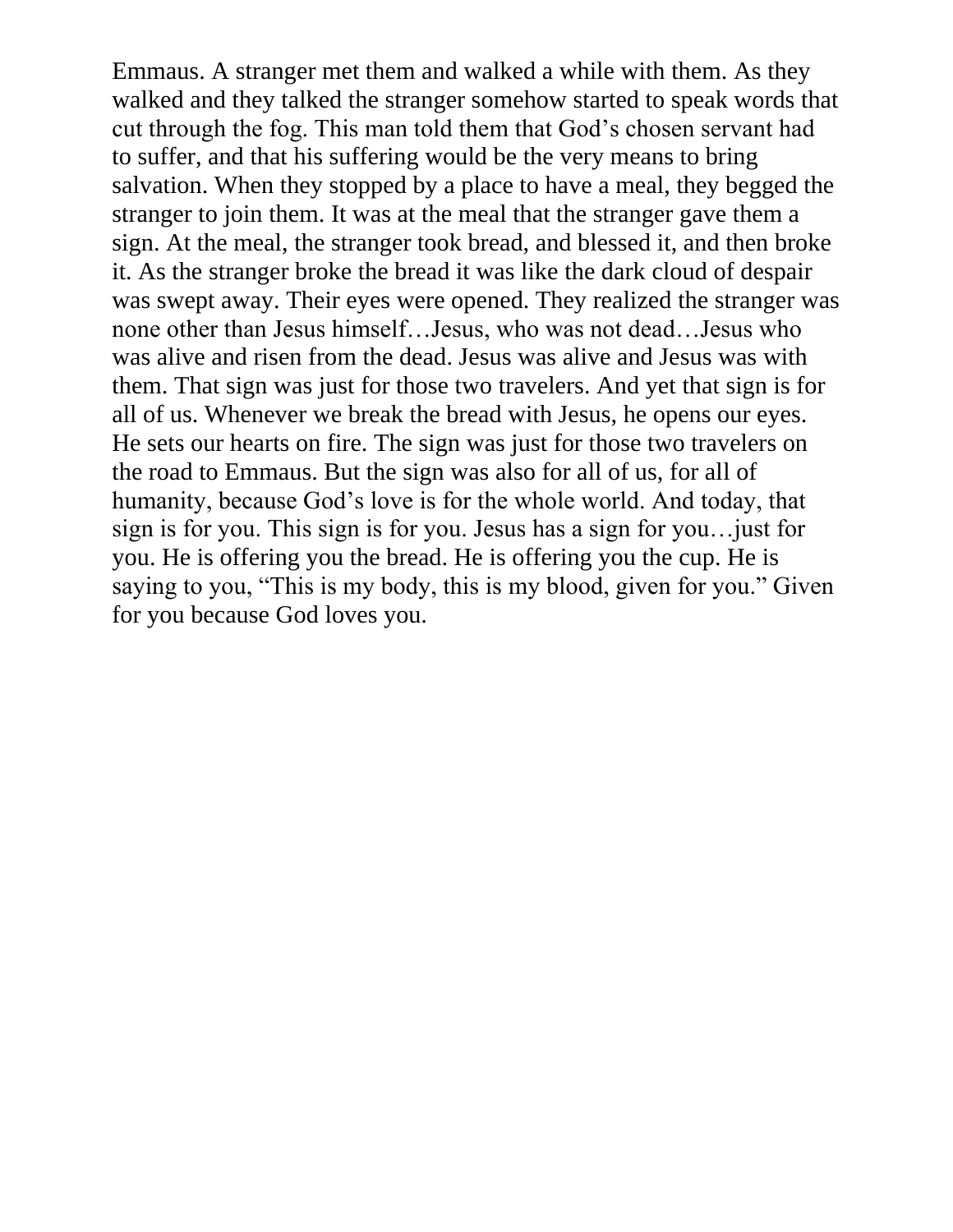Emmaus. A stranger met them and walked a while with them. As they walked and they talked the stranger somehow started to speak words that cut through the fog. This man told them that God's chosen servant had to suffer, and that his suffering would be the very means to bring salvation. When they stopped by a place to have a meal, they begged the stranger to join them. It was at the meal that the stranger gave them a sign. At the meal, the stranger took bread, and blessed it, and then broke it. As the stranger broke the bread it was like the dark cloud of despair was swept away. Their eyes were opened. They realized the stranger was none other than Jesus himself…Jesus, who was not dead…Jesus who was alive and risen from the dead. Jesus was alive and Jesus was with them. That sign was just for those two travelers. And yet that sign is for all of us. Whenever we break the bread with Jesus, he opens our eyes. He sets our hearts on fire. The sign was just for those two travelers on the road to Emmaus. But the sign was also for all of us, for all of humanity, because God's love is for the whole world. And today, that sign is for you. This sign is for you. Jesus has a sign for you…just for you. He is offering you the bread. He is offering you the cup. He is saying to you, "This is my body, this is my blood, given for you." Given for you because God loves you.